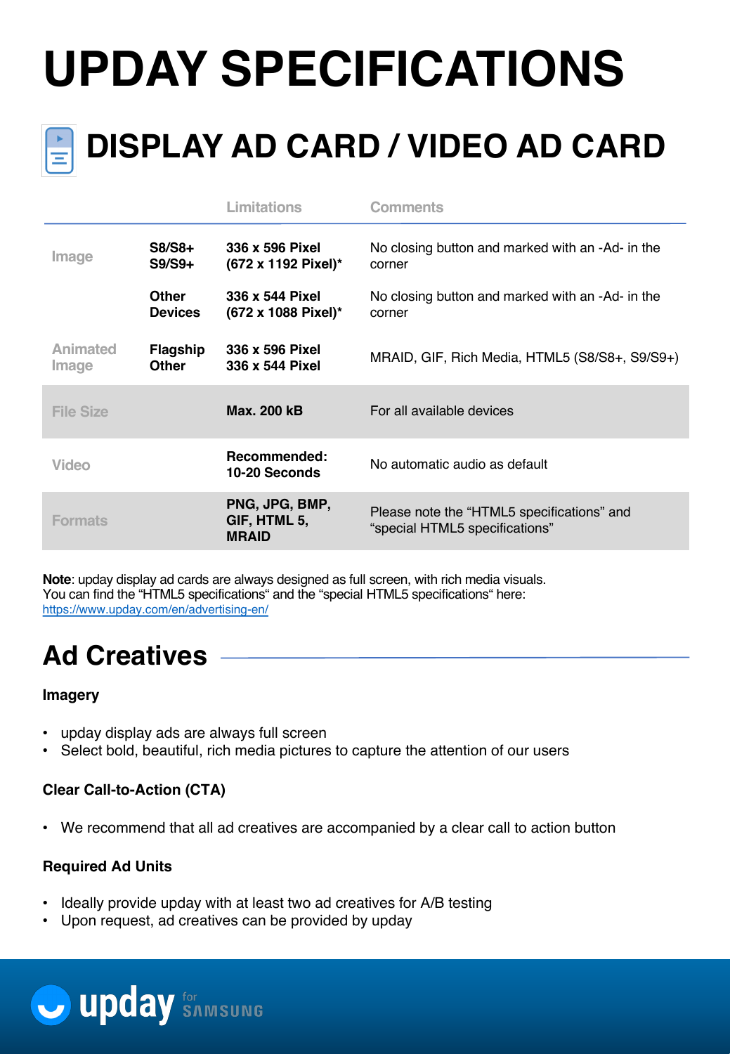# UPDAY SPECIFICATIONS

## DISPLAY AD CARD / VIDEO AD CARD

| | | Limitations | Comments |
|---|---|---|---|
| Image | **S8/S8+ S9/S9+** | **336 x 596 Pixel (672 x 1192 Pixel)*** | No closing button and marked with an -Ad- in the corner |
| | **Other Devices** | **336 x 544 Pixel (672 x 1088 Pixel)*** | No closing button and marked with an -Ad- in the corner |
| Animated Image | **Flagship Other** | **336 x 596 Pixel 336 x 544 Pixel** | MRAID, GIF, Rich Media, HTML5 (S8/S8+, S9/S9+) |
| File Size | | **Max. 200 kB** | For all available devices |
| Video | | **Recommended: 10-20 Seconds** | No automatic audio as default |
| Formats | | **PNG, JPG, BMP, GIF, HTML 5, MRAID** | Please note the “HTML5 specifications” and “special HTML5 specifications” |

**Note**: upday display ad cards are always designed as full screen, with rich media visuals.
You can find the “HTML5 specifications“ and the “special HTML5 specifications“ here:
https://www.upday.com/en/advertising-en/

## Ad Creatives

**Imagery**

- upday display ads are always full screen
- Select bold, beautiful, rich media pictures to capture the attention of our users

**Clear Call-to-Action (CTA)**

- We recommend that all ad creatives are accompanied by a clear call to action button

**Required Ad Units**

- Ideally provide upday with at least two ad creatives for A/B testing
- Upon request, ad creatives can be provided by upday

upday for SAMSUNG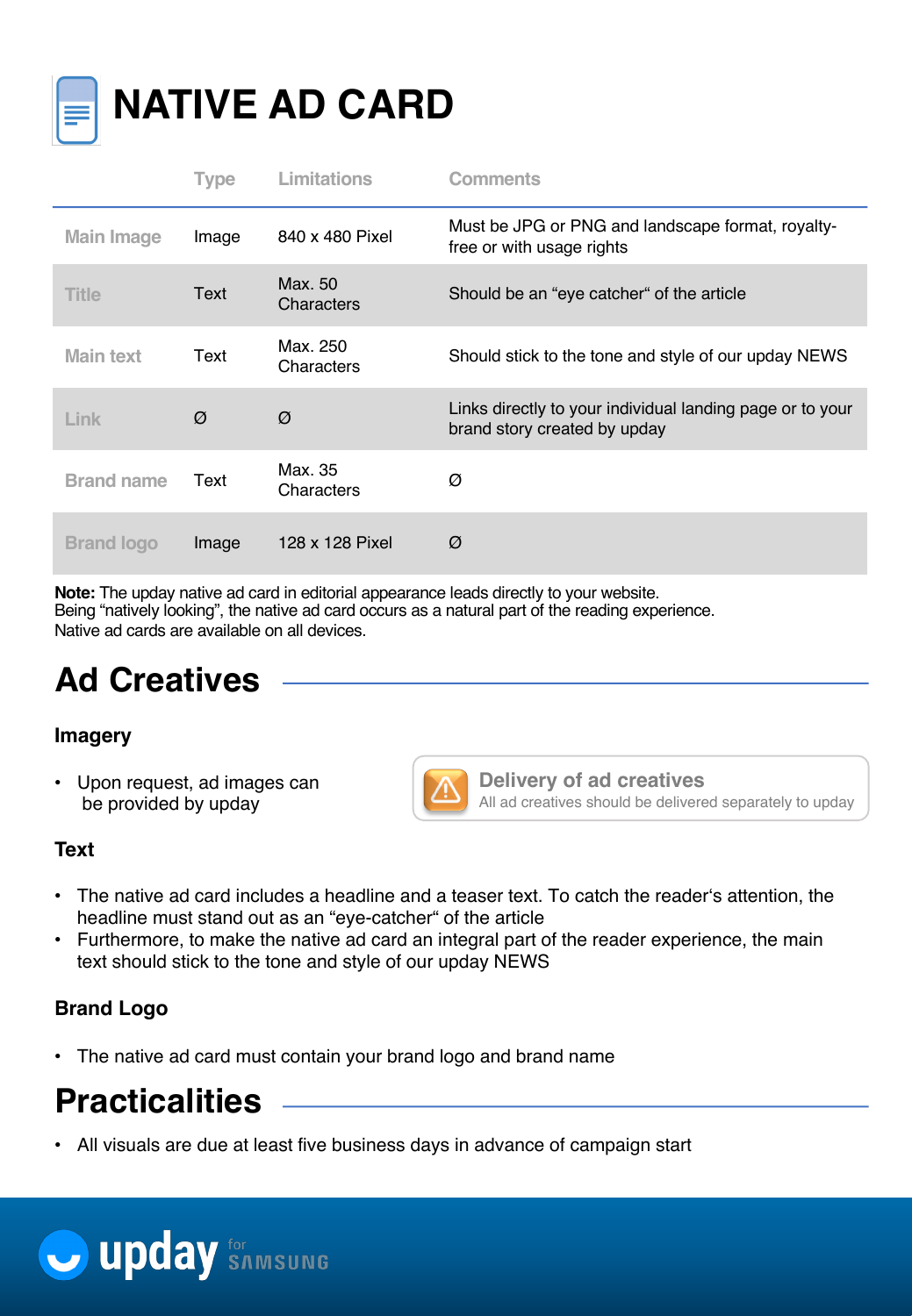# NATIVE AD CARD

| | Type | Limitations | Comments |
|---|---|---|---|
| Main Image | Image | 840 x 480 Pixel | Must be JPG or PNG and landscape format, royalty-free or with usage rights |
| Title | Text | Max. 50 Characters | Should be an "eye catcher" of the article |
| Main text | Text | Max. 250 Characters | Should stick to the tone and style of our upday NEWS |
| Link | Ø | Ø | Links directly to your individual landing page or to your brand story created by upday |
| Brand name | Text | Max. 35 Characters | Ø |
| Brand logo | Image | 128 x 128 Pixel | Ø |

**Note:** The upday native ad card in editorial appearance leads directly to your website.
Being "natively looking", the native ad card occurs as a natural part of the reading experience.
Native ad cards are available on all devices.

## Ad Creatives

### Imagery

- Upon request, ad images can be provided by upday

**Delivery of ad creatives**
All ad creatives should be delivered separately to upday

### Text

- The native ad card includes a headline and a teaser text. To catch the reader's attention, the headline must stand out as an "eye-catcher" of the article
- Furthermore, to make the native ad card an integral part of the reader experience, the main text should stick to the tone and style of our upday NEWS

### Brand Logo

- The native ad card must contain your brand logo and brand name

## Practicalities

- All visuals are due at least five business days in advance of campaign start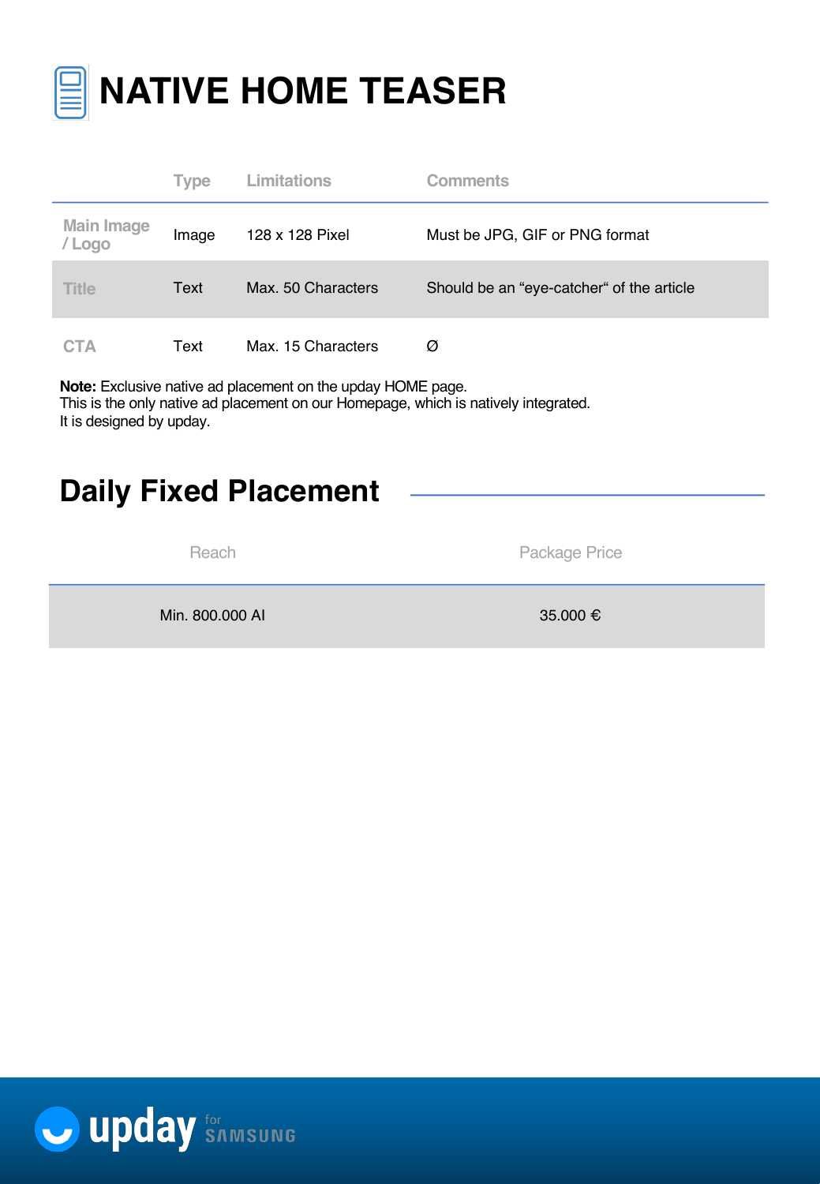# NATIVE HOME TEASER

| | Type | Limitations | Comments |
|---|---|---|---|
| Main Image / Logo | Image | 128 x 128 Pixel | Must be JPG, GIF or PNG format |
| Title | Text | Max. 50 Characters | Should be an “eye-catcher“ of the article |
| CTA | Text | Max. 15 Characters | Ø |

**Note:** Exclusive native ad placement on the upday HOME page.
This is the only native ad placement on our Homepage, which is natively integrated.
It is designed by upday.

## Daily Fixed Placement

| Reach | Package Price |
|---|---|
| Min. 800.000 AI | 35.000 € |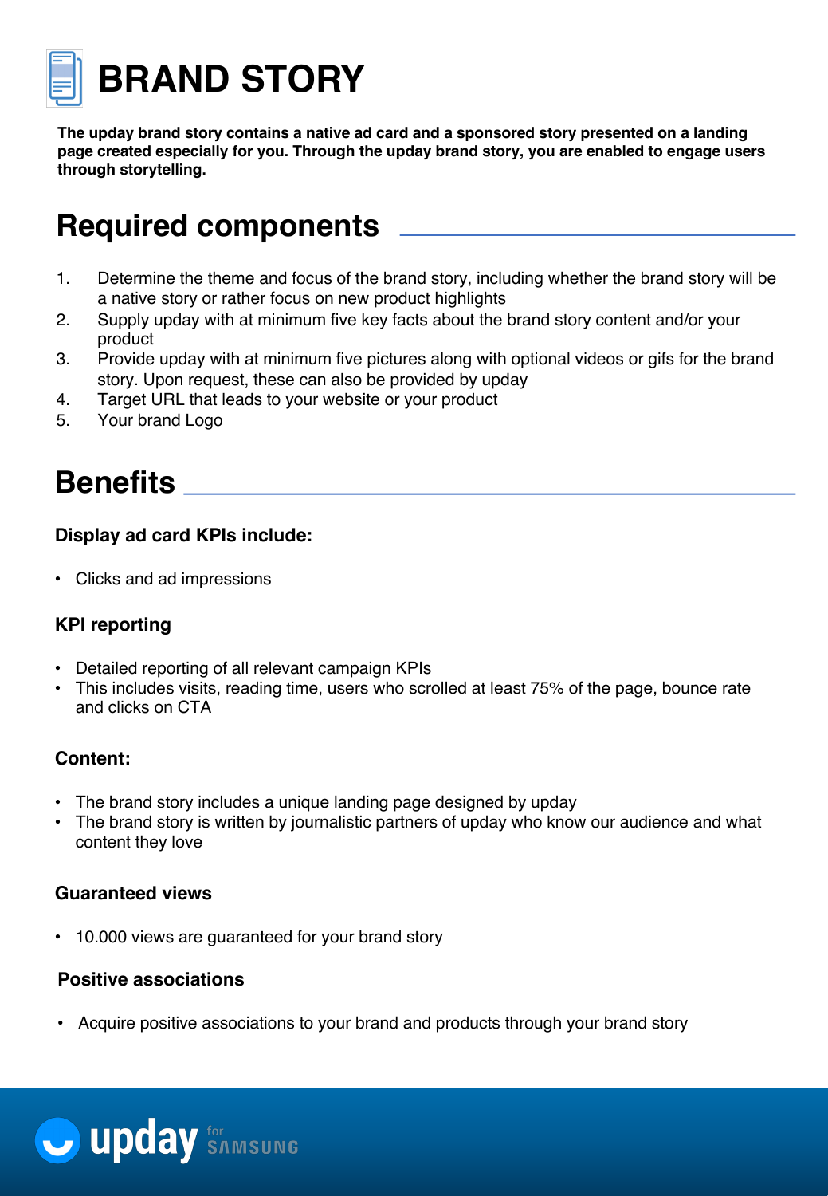# BRAND STORY

**The upday brand story contains a native ad card and a sponsored story presented on a landing page created especially for you. Through the upday brand story, you are enabled to engage users through storytelling.**

## Required components

1. Determine the theme and focus of the brand story, including whether the brand story will be a native story or rather focus on new product highlights
2. Supply upday with at minimum five key facts about the brand story content and/or your product
3. Provide upday with at minimum five pictures along with optional videos or gifs for the brand story. Upon request, these can also be provided by upday
4. Target URL that leads to your website or your product
5. Your brand Logo

## Benefits

### Display ad card KPIs include:

- Clicks and ad impressions

### KPI reporting

- Detailed reporting of all relevant campaign KPIs
- This includes visits, reading time, users who scrolled at least 75% of the page, bounce rate and clicks on CTA

### Content:

- The brand story includes a unique landing page designed by upday
- The brand story is written by journalistic partners of upday who know our audience and what content they love

### Guaranteed views

- 10.000 views are guaranteed for your brand story

### Positive associations

- Acquire positive associations to your brand and products through your brand story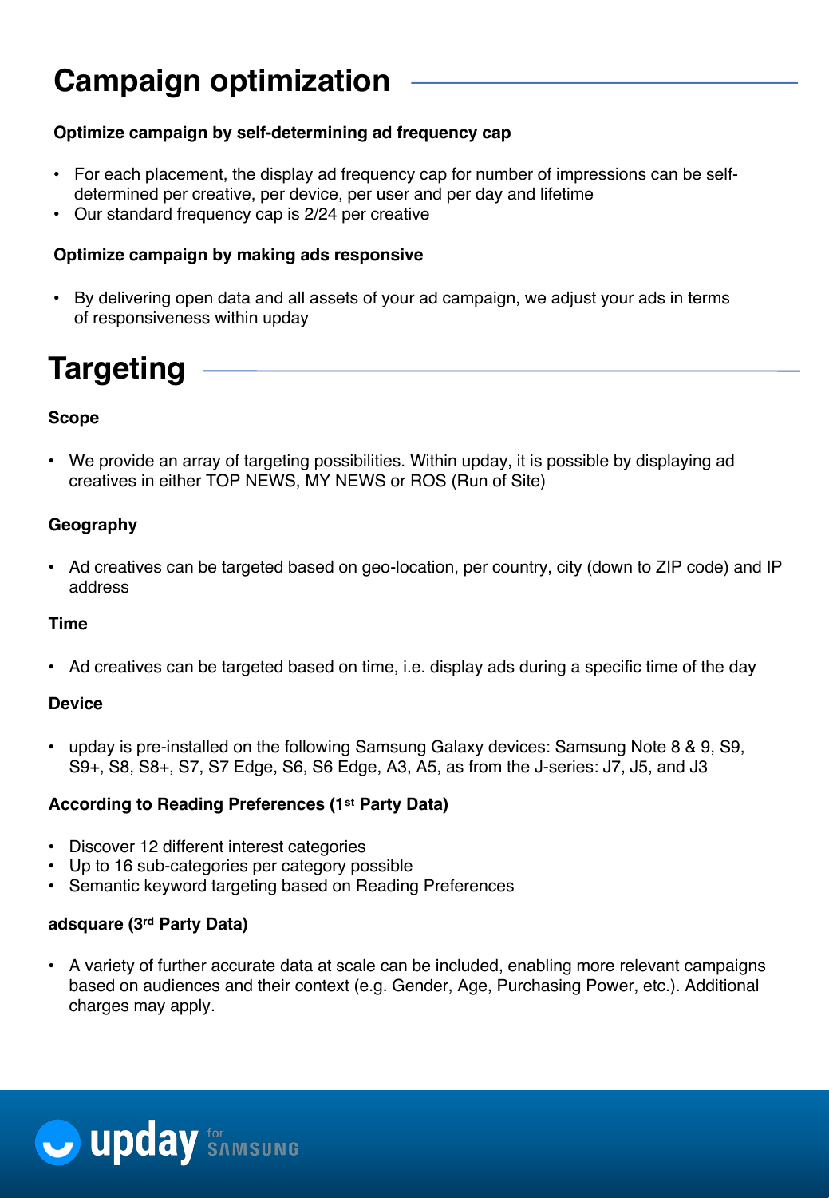# Campaign optimization

### Optimize campaign by self-determining ad frequency cap

- For each placement, the display ad frequency cap for number of impressions can be self-determined per creative, per device, per user and per day and lifetime
- Our standard frequency cap is 2/24 per creative

### Optimize campaign by making ads responsive

- By delivering open data and all assets of your ad campaign, we adjust your ads in terms of responsiveness within upday

# Targeting

### Scope

- We provide an array of targeting possibilities. Within upday, it is possible by displaying ad creatives in either TOP NEWS, MY NEWS or ROS (Run of Site)

### Geography

- Ad creatives can be targeted based on geo-location, per country, city (down to ZIP code) and IP address

### Time

- Ad creatives can be targeted based on time, i.e. display ads during a specific time of the day

### Device

- upday is pre-installed on the following Samsung Galaxy devices: Samsung Note 8 & 9, S9, S9+, S8, S8+, S7, S7 Edge, S6, S6 Edge, A3, A5, as from the J-series: J7, J5, and J3

### According to Reading Preferences (1st Party Data)

- Discover 12 different interest categories
- Up to 16 sub-categories per category possible
- Semantic keyword targeting based on Reading Preferences

### adsquare (3rd Party Data)

- A variety of further accurate data at scale can be included, enabling more relevant campaigns based on audiences and their context (e.g. Gender, Age, Purchasing Power, etc.). Additional charges may apply.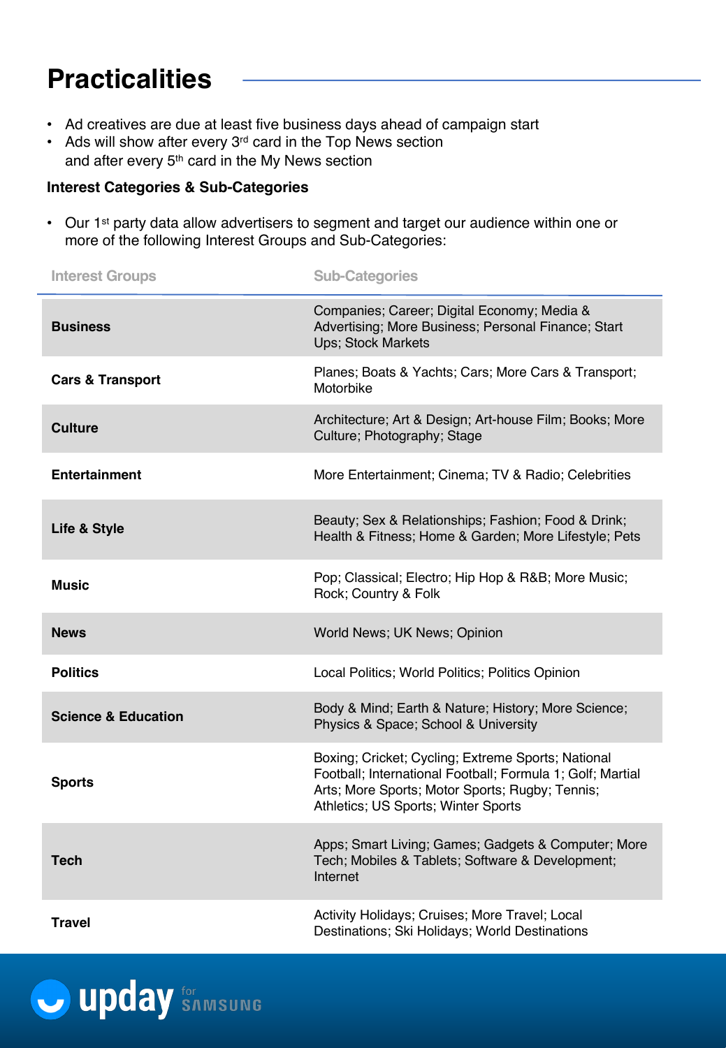# Practicalities

- Ad creatives are due at least five business days ahead of campaign start
- Ads will show after every 3rd card in the Top News section and after every 5th card in the My News section

**Interest Categories & Sub-Categories**

- Our 1st party data allow advertisers to segment and target our audience within one or more of the following Interest Groups and Sub-Categories:

| Interest Groups | Sub-Categories |
|---|---|
| **Business** | Companies; Career; Digital Economy; Media & Advertising; More Business; Personal Finance; Start Ups; Stock Markets |
| **Cars & Transport** | Planes; Boats & Yachts; Cars; More Cars & Transport; Motorbike |
| **Culture** | Architecture; Art & Design; Art-house Film; Books; More Culture; Photography; Stage |
| **Entertainment** | More Entertainment; Cinema; TV & Radio; Celebrities |
| **Life & Style** | Beauty; Sex & Relationships; Fashion; Food & Drink; Health & Fitness; Home & Garden; More Lifestyle; Pets |
| **Music** | Pop; Classical; Electro; Hip Hop & R&B; More Music; Rock; Country & Folk |
| **News** | World News; UK News; Opinion |
| **Politics** | Local Politics; World Politics; Politics Opinion |
| **Science & Education** | Body & Mind; Earth & Nature; History; More Science; Physics & Space; School & University |
| **Sports** | Boxing; Cricket; Cycling; Extreme Sports; National Football; International Football; Formula 1; Golf; Martial Arts; More Sports; Motor Sports; Rugby; Tennis; Athletics; US Sports; Winter Sports |
| **Tech** | Apps; Smart Living; Games; Gadgets & Computer; More Tech; Mobiles & Tablets; Software & Development; Internet |
| **Travel** | Activity Holidays; Cruises; More Travel; Local Destinations; Ski Holidays; World Destinations |

upday for SAMSUNG